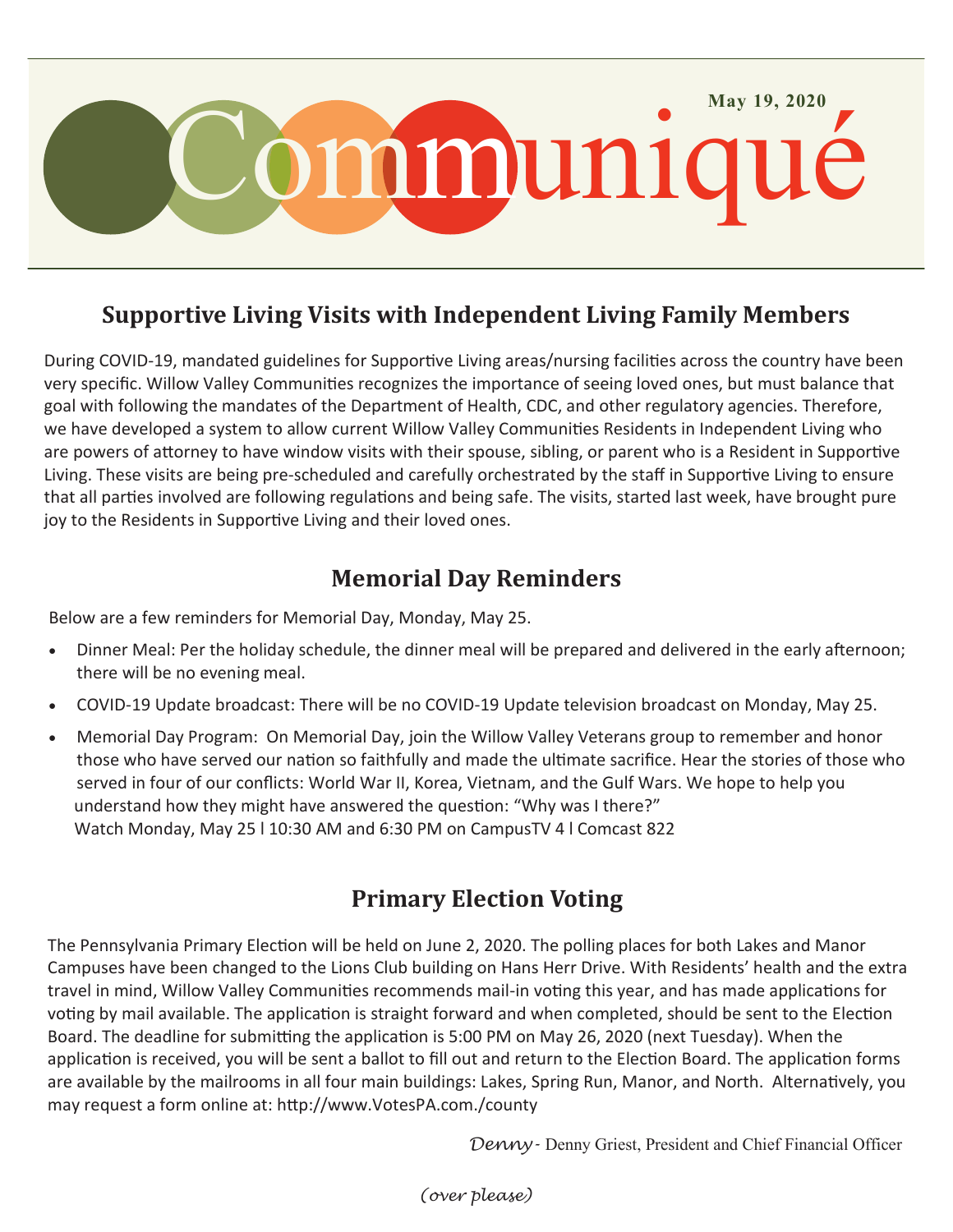# Communiqué

**May 19, 2020**

## Supportive Living Visits with Independent Living Family Members

During COVID-19, mandated guidelines for Supportive Living areas/nursing facilities across the country have been very specific. Willow Valley Communities recognizes the importance of seeing loved ones, but must balance that goal with following the mandates of the Department of Health, CDC, and other regulatory agencies. Therefore, we have developed a system to allow current Willow Valley Communities Residents in Independent Living who are powers of attorney to have window visits with their spouse, sibling, or parent who is a Resident in Supportive Living. These visits are being pre-scheduled and carefully orchestrated by the staff in Supportive Living to ensure that all parties involved are following regulations and being safe. The visits, started last week, have brought pure joy to the Residents in Supportive Living and their loved ones.

## Memorial Day Reminders

Below are a few reminders for Memorial Day, Monday, May 25.

- Dinner Meal: Per the holiday schedule, the dinner meal will be prepared and delivered in the early afternoon; there will be no evening meal.
- COVID-19 Update broadcast: There will be no COVID-19 Update television broadcast on Monday, May 25.
- Memorial Day Program: On Memorial Day, join the Willow Valley Veterans group to remember and honor those who have served our nation so faithfully and made the ultimate sacrifice. Hear the stories of those who served in four of our conflicts: World War II, Korea, Vietnam, and the Gulf Wars. We hope to help you understand how they might have answered the question: "Why was I there?"
  Watch Monday, May 25 l 10:30 AM and 6:30 PM on CampusTV 4 l Comcast 822

## Primary Election Voting

The Pennsylvania Primary Election will be held on June 2, 2020. The polling places for both Lakes and Manor Campuses have been changed to the Lions Club building on Hans Herr Drive. With Residents' health and the extra travel in mind, Willow Valley Communities recommends mail-in voting this year, and has made applications for voting by mail available. The application is straight forward and when completed, should be sent to the Election Board. The deadline for submitting the application is 5:00 PM on May 26, 2020 (next Tuesday). When the application is received, you will be sent a ballot to fill out and return to the Election Board. The application forms are available by the mailrooms in all four main buildings: Lakes, Spring Run, Manor, and North. Alternatively, you may request a form online at: http://www.VotesPA.com./county

*Denny* - Denny Griest, President and Chief Financial Officer

*(over please)*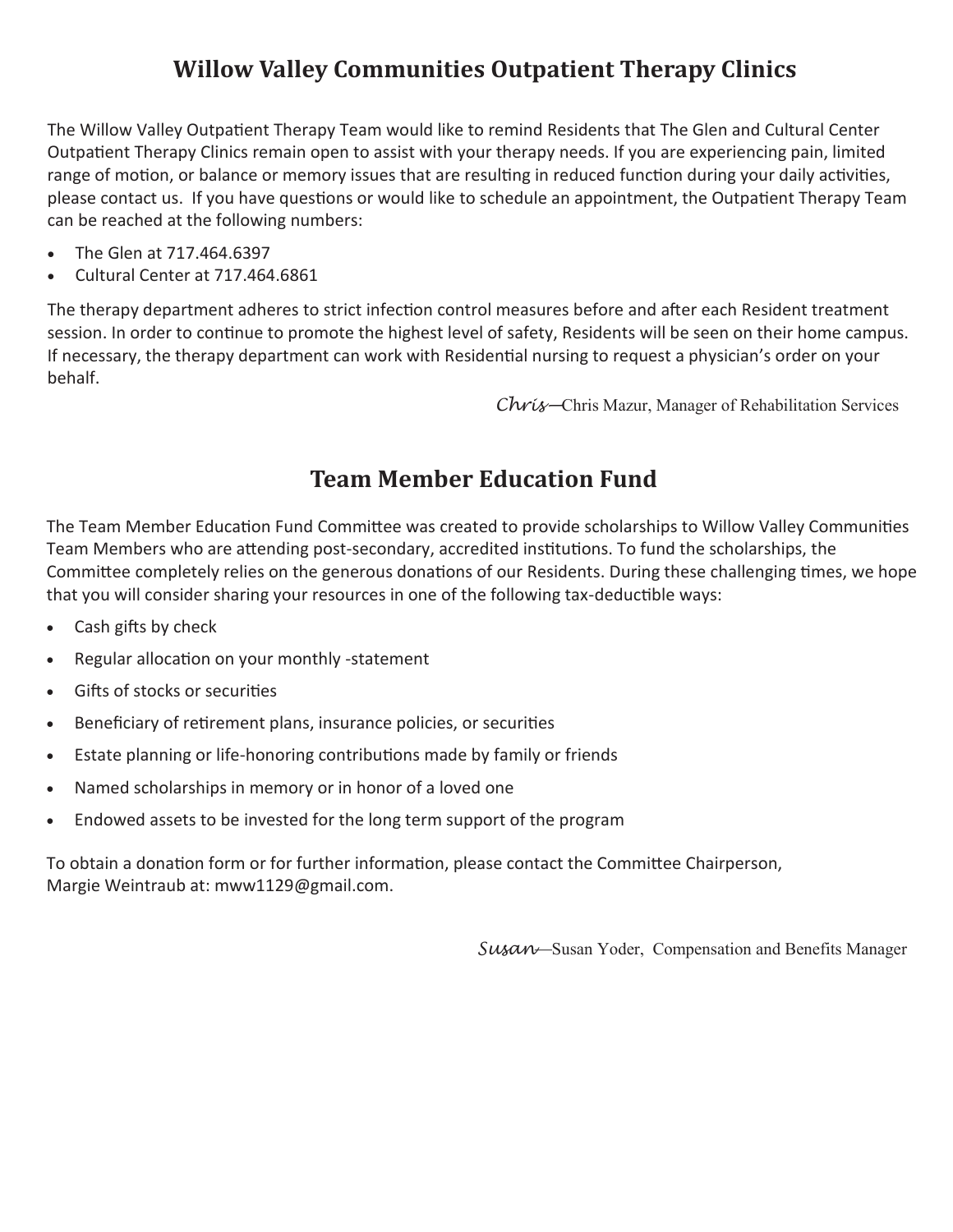## Willow Valley Communities Outpatient Therapy Clinics

The Willow Valley Outpatient Therapy Team would like to remind Residents that The Glen and Cultural Center Outpatient Therapy Clinics remain open to assist with your therapy needs. If you are experiencing pain, limited range of motion, or balance or memory issues that are resulting in reduced function during your daily activities, please contact us. If you have questions or would like to schedule an appointment, the Outpatient Therapy Team can be reached at the following numbers:

- The Glen at 717.464.6397
- Cultural Center at 717.464.6861

The therapy department adheres to strict infection control measures before and after each Resident treatment session. In order to continue to promote the highest level of safety, Residents will be seen on their home campus. If necessary, the therapy department can work with Residential nursing to request a physician's order on your behalf.

*Chris*—Chris Mazur, Manager of Rehabilitation Services

## Team Member Education Fund

The Team Member Education Fund Committee was created to provide scholarships to Willow Valley Communities Team Members who are attending post-secondary, accredited institutions. To fund the scholarships, the Committee completely relies on the generous donations of our Residents. During these challenging times, we hope that you will consider sharing your resources in one of the following tax-deductible ways:

- Cash gifts by check
- Regular allocation on your monthly -statement
- Gifts of stocks or securities
- Beneficiary of retirement plans, insurance policies, or securities
- Estate planning or life-honoring contributions made by family or friends
- Named scholarships in memory or in honor of a loved one
- Endowed assets to be invested for the long term support of the program

To obtain a donation form or for further information, please contact the Committee Chairperson, Margie Weintraub at: mww1129@gmail.com.

*Susan*—Susan Yoder, Compensation and Benefits Manager